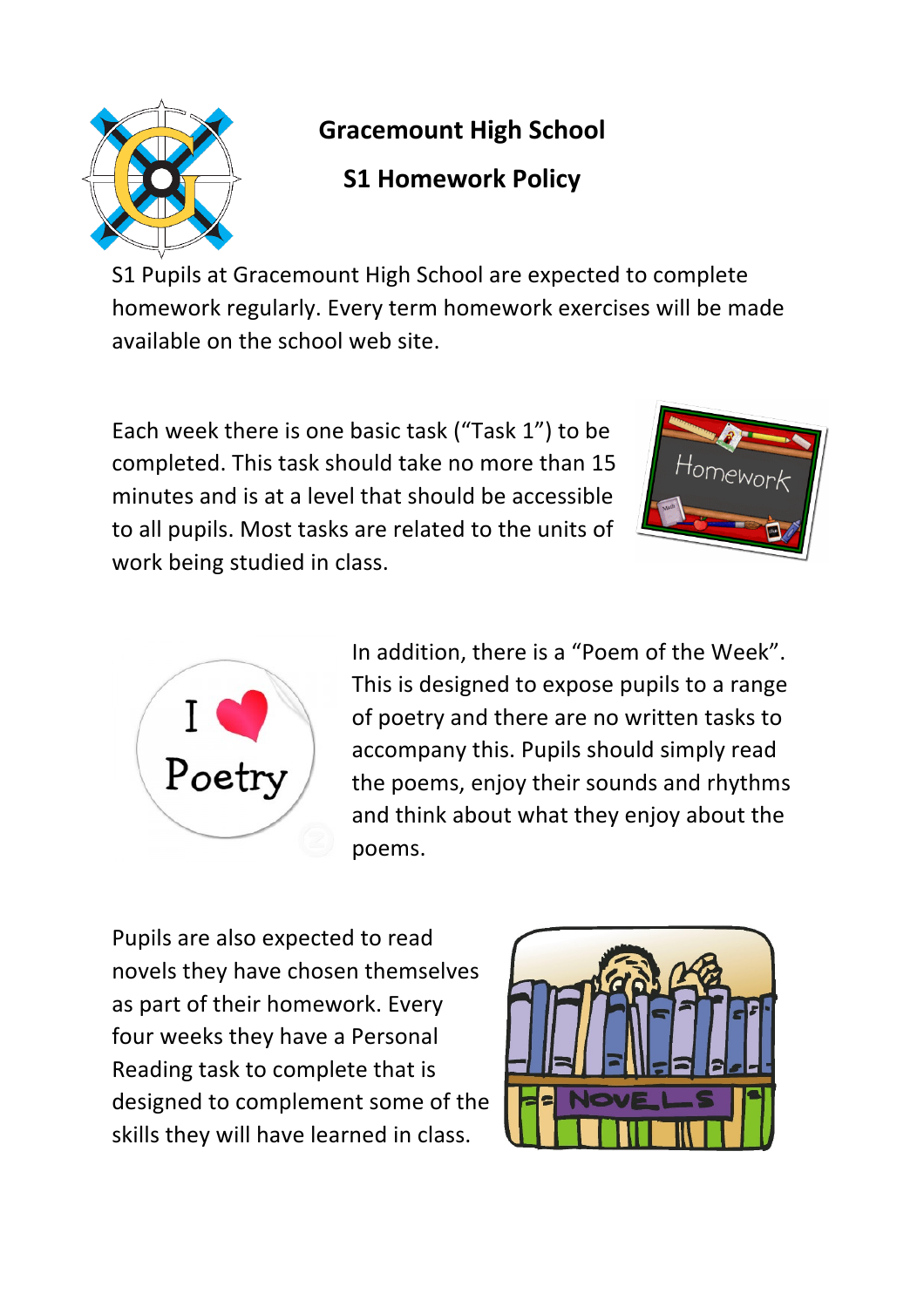# Gracemount High School

## S1 Homework Policy

S1 Pupils at Gracemount High School are expected to complete homework regularly. Every term homework exercises will be made available on the school web site.

Each week there is one basic task ("Task 1") to be completed. This task should take no more than 15 minutes and is at a level that should be accessible to all pupils. Most tasks are related to the units of work being studied in class.

In addition, there is a "Poem of the Week". This is designed to expose pupils to a range of poetry and there are no written tasks to accompany this. Pupils should simply read the poems, enjoy their sounds and rhythms and think about what they enjoy about the poems.

Pupils are also expected to read novels they have chosen themselves as part of their homework. Every four weeks they have a Personal Reading task to complete that is designed to complement some of the skills they will have learned in class.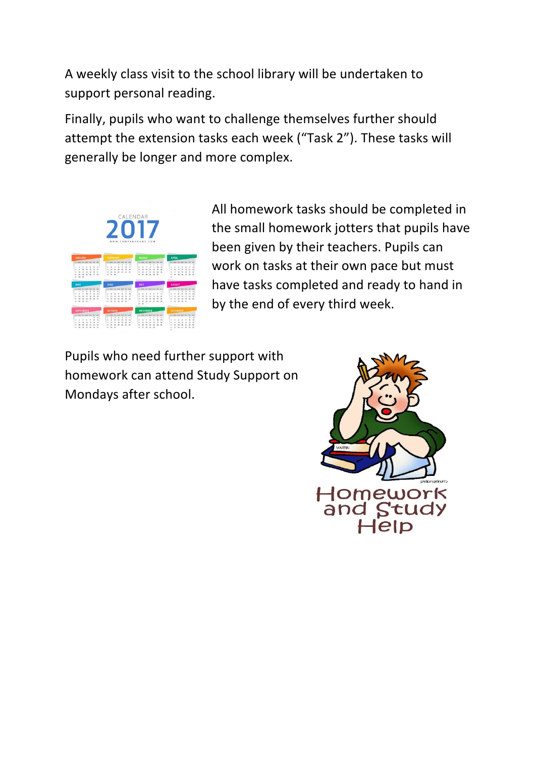A weekly class visit to the school library will be undertaken to support personal reading.

Finally, pupils who want to challenge themselves further should attempt the extension tasks each week ("Task 2"). These tasks will generally be longer and more complex.

All homework tasks should be completed in the small homework jotters that pupils have been given by their teachers. Pupils can work on tasks at their own pace but must have tasks completed and ready to hand in by the end of every third week.

Pupils who need further support with homework can attend Study Support on Mondays after school.